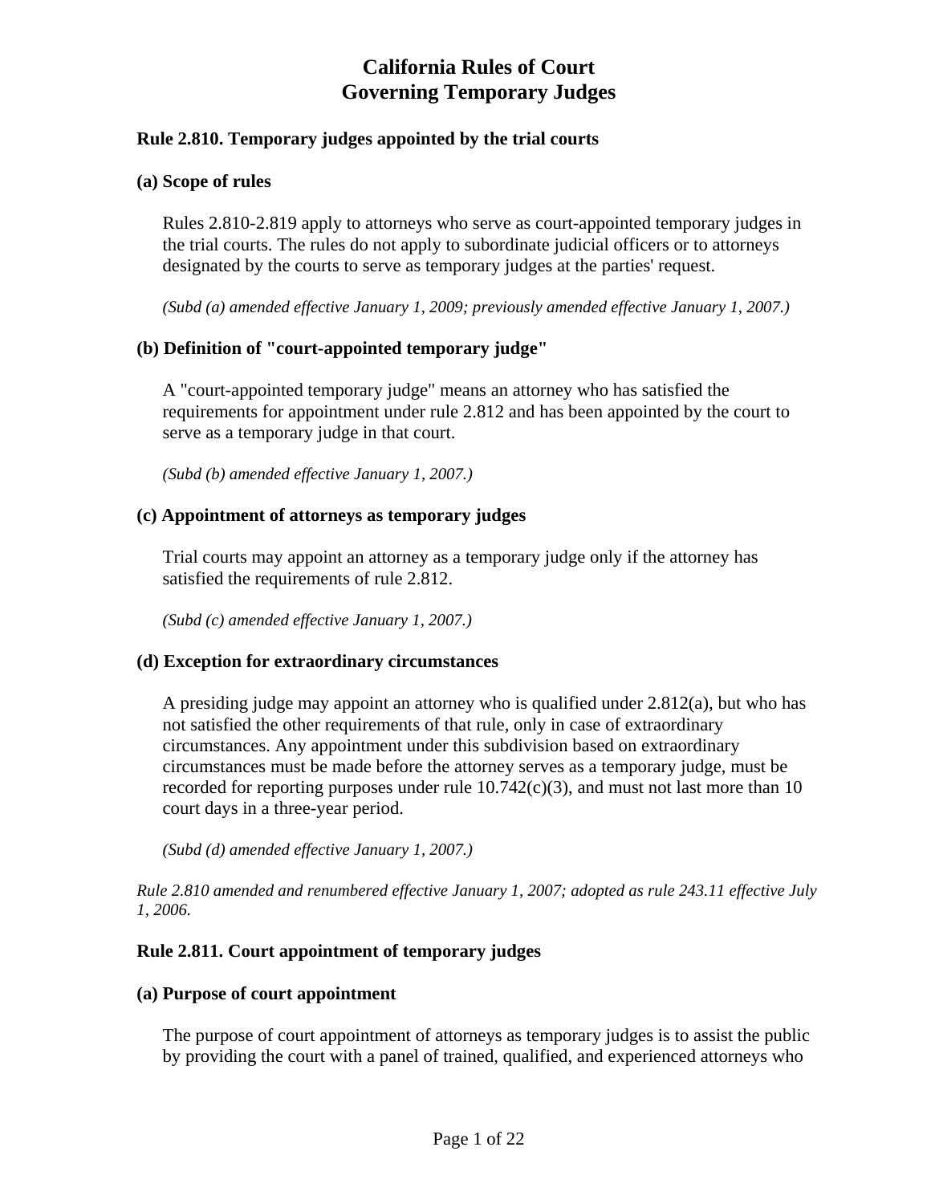# California Rules of Court
# Governing Temporary Judges

### Rule 2.810. Temporary judges appointed by the trial courts

#### (a) Scope of rules

Rules 2.810-2.819 apply to attorneys who serve as court-appointed temporary judges in the trial courts. The rules do not apply to subordinate judicial officers or to attorneys designated by the courts to serve as temporary judges at the parties' request.

*(Subd (a) amended effective January 1, 2009; previously amended effective January 1, 2007.)*

#### (b) Definition of "court-appointed temporary judge"

A "court-appointed temporary judge" means an attorney who has satisfied the requirements for appointment under rule 2.812 and has been appointed by the court to serve as a temporary judge in that court.

*(Subd (b) amended effective January 1, 2007.)*

#### (c) Appointment of attorneys as temporary judges

Trial courts may appoint an attorney as a temporary judge only if the attorney has satisfied the requirements of rule 2.812.

*(Subd (c) amended effective January 1, 2007.)*

#### (d) Exception for extraordinary circumstances

A presiding judge may appoint an attorney who is qualified under 2.812(a), but who has not satisfied the other requirements of that rule, only in case of extraordinary circumstances. Any appointment under this subdivision based on extraordinary circumstances must be made before the attorney serves as a temporary judge, must be recorded for reporting purposes under rule 10.742(c)(3), and must not last more than 10 court days in a three-year period.

*(Subd (d) amended effective January 1, 2007.)*

*Rule 2.810 amended and renumbered effective January 1, 2007; adopted as rule 243.11 effective July 1, 2006.*

### Rule 2.811. Court appointment of temporary judges

#### (a) Purpose of court appointment

The purpose of court appointment of attorneys as temporary judges is to assist the public by providing the court with a panel of trained, qualified, and experienced attorneys who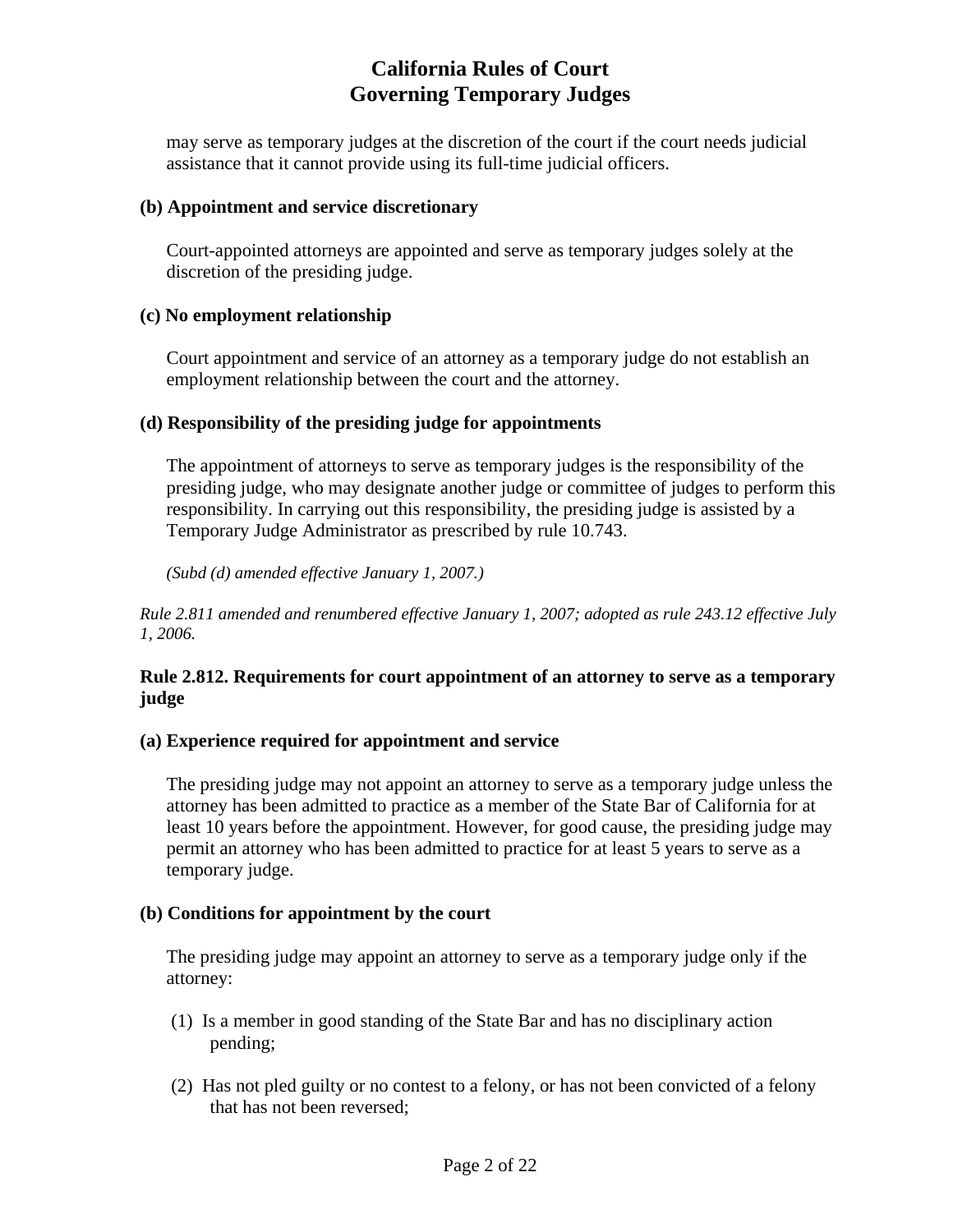may serve as temporary judges at the discretion of the court if the court needs judicial assistance that it cannot provide using its full-time judicial officers.

**(b) Appointment and service discretionary**

Court-appointed attorneys are appointed and serve as temporary judges solely at the discretion of the presiding judge.

**(c) No employment relationship**

Court appointment and service of an attorney as a temporary judge do not establish an employment relationship between the court and the attorney.

**(d) Responsibility of the presiding judge for appointments**

The appointment of attorneys to serve as temporary judges is the responsibility of the presiding judge, who may designate another judge or committee of judges to perform this responsibility. In carrying out this responsibility, the presiding judge is assisted by a Temporary Judge Administrator as prescribed by rule 10.743.

*(Subd (d) amended effective January 1, 2007.)*

*Rule 2.811 amended and renumbered effective January 1, 2007; adopted as rule 243.12 effective July 1, 2006.*

**Rule 2.812. Requirements for court appointment of an attorney to serve as a temporary judge**

**(a) Experience required for appointment and service**

The presiding judge may not appoint an attorney to serve as a temporary judge unless the attorney has been admitted to practice as a member of the State Bar of California for at least 10 years before the appointment. However, for good cause, the presiding judge may permit an attorney who has been admitted to practice for at least 5 years to serve as a temporary judge.

**(b) Conditions for appointment by the court**

The presiding judge may appoint an attorney to serve as a temporary judge only if the attorney:

(1) Is a member in good standing of the State Bar and has no disciplinary action pending;

(2) Has not pled guilty or no contest to a felony, or has not been convicted of a felony that has not been reversed;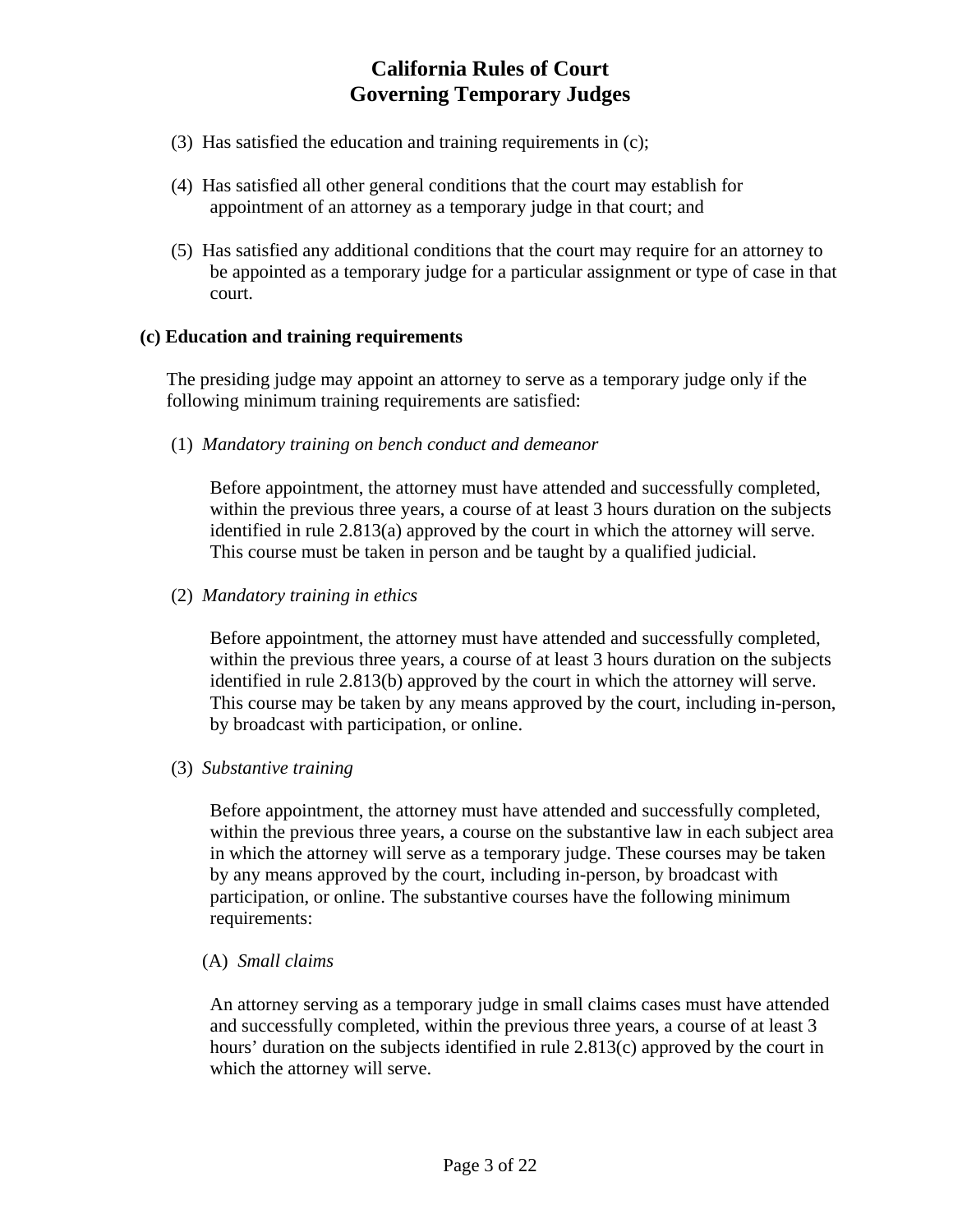(3) Has satisfied the education and training requirements in (c);

(4) Has satisfied all other general conditions that the court may establish for appointment of an attorney as a temporary judge in that court; and

(5) Has satisfied any additional conditions that the court may require for an attorney to be appointed as a temporary judge for a particular assignment or type of case in that court.

**(c) Education and training requirements**

The presiding judge may appoint an attorney to serve as a temporary judge only if the following minimum training requirements are satisfied:

(1) *Mandatory training on bench conduct and demeanor*

Before appointment, the attorney must have attended and successfully completed, within the previous three years, a course of at least 3 hours duration on the subjects identified in rule 2.813(a) approved by the court in which the attorney will serve. This course must be taken in person and be taught by a qualified judicial.

(2) *Mandatory training in ethics*

Before appointment, the attorney must have attended and successfully completed, within the previous three years, a course of at least 3 hours duration on the subjects identified in rule 2.813(b) approved by the court in which the attorney will serve. This course may be taken by any means approved by the court, including in-person, by broadcast with participation, or online.

(3) *Substantive training*

Before appointment, the attorney must have attended and successfully completed, within the previous three years, a course on the substantive law in each subject area in which the attorney will serve as a temporary judge. These courses may be taken by any means approved by the court, including in-person, by broadcast with participation, or online. The substantive courses have the following minimum requirements:

(A) *Small claims*

An attorney serving as a temporary judge in small claims cases must have attended and successfully completed, within the previous three years, a course of at least 3 hours' duration on the subjects identified in rule 2.813(c) approved by the court in which the attorney will serve.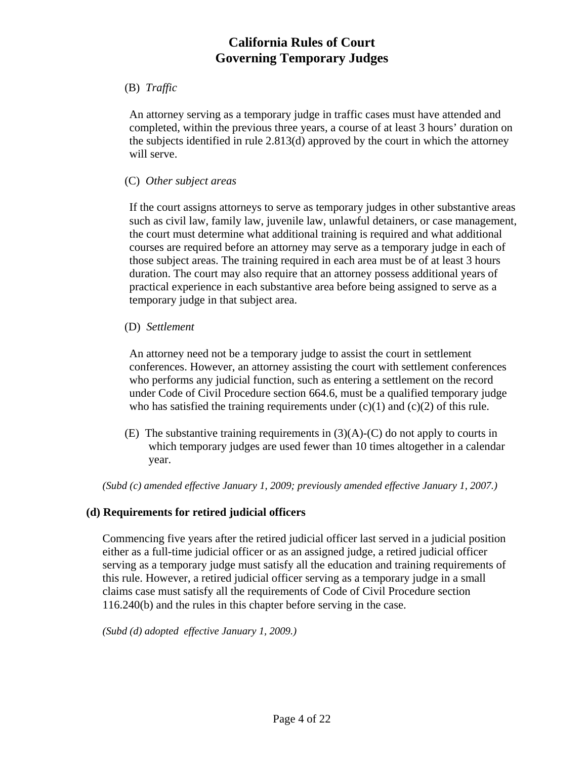(B) *Traffic*

An attorney serving as a temporary judge in traffic cases must have attended and completed, within the previous three years, a course of at least 3 hours' duration on the subjects identified in rule 2.813(d) approved by the court in which the attorney will serve.

(C) *Other subject areas*

If the court assigns attorneys to serve as temporary judges in other substantive areas such as civil law, family law, juvenile law, unlawful detainers, or case management, the court must determine what additional training is required and what additional courses are required before an attorney may serve as a temporary judge in each of those subject areas. The training required in each area must be of at least 3 hours duration. The court may also require that an attorney possess additional years of practical experience in each substantive area before being assigned to serve as a temporary judge in that subject area.

(D) *Settlement*

An attorney need not be a temporary judge to assist the court in settlement conferences. However, an attorney assisting the court with settlement conferences who performs any judicial function, such as entering a settlement on the record under Code of Civil Procedure section 664.6, must be a qualified temporary judge who has satisfied the training requirements under (c)(1) and (c)(2) of this rule.

(E) The substantive training requirements in (3)(A)-(C) do not apply to courts in which temporary judges are used fewer than 10 times altogether in a calendar year.

*(Subd (c) amended effective January 1, 2009; previously amended effective January 1, 2007.)*

**(d) Requirements for retired judicial officers**

Commencing five years after the retired judicial officer last served in a judicial position either as a full-time judicial officer or as an assigned judge, a retired judicial officer serving as a temporary judge must satisfy all the education and training requirements of this rule. However, a retired judicial officer serving as a temporary judge in a small claims case must satisfy all the requirements of Code of Civil Procedure section 116.240(b) and the rules in this chapter before serving in the case.

*(Subd (d) adopted effective January 1, 2009.)*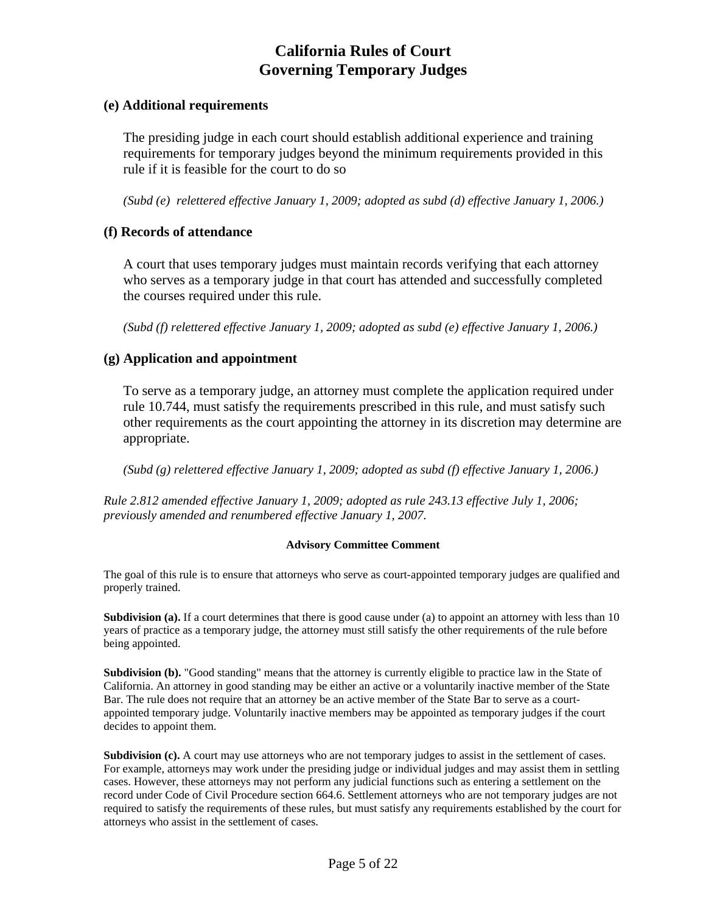### (e) Additional requirements

The presiding judge in each court should establish additional experience and training requirements for temporary judges beyond the minimum requirements provided in this rule if it is feasible for the court to do so

*(Subd (e) relettered effective January 1, 2009; adopted as subd (d) effective January 1, 2006.)*

### (f) Records of attendance

A court that uses temporary judges must maintain records verifying that each attorney who serves as a temporary judge in that court has attended and successfully completed the courses required under this rule.

*(Subd (f) relettered effective January 1, 2009; adopted as subd (e) effective January 1, 2006.)*

### (g) Application and appointment

To serve as a temporary judge, an attorney must complete the application required under rule 10.744, must satisfy the requirements prescribed in this rule, and must satisfy such other requirements as the court appointing the attorney in its discretion may determine are appropriate.

*(Subd (g) relettered effective January 1, 2009; adopted as subd (f) effective January 1, 2006.)*

*Rule 2.812 amended effective January 1, 2009; adopted as rule 243.13 effective July 1, 2006; previously amended and renumbered effective January 1, 2007.*

**Advisory Committee Comment**

The goal of this rule is to ensure that attorneys who serve as court-appointed temporary judges are qualified and properly trained.

**Subdivision (a).** If a court determines that there is good cause under (a) to appoint an attorney with less than 10 years of practice as a temporary judge, the attorney must still satisfy the other requirements of the rule before being appointed.

**Subdivision (b).** "Good standing" means that the attorney is currently eligible to practice law in the State of California. An attorney in good standing may be either an active or a voluntarily inactive member of the State Bar. The rule does not require that an attorney be an active member of the State Bar to serve as a court-appointed temporary judge. Voluntarily inactive members may be appointed as temporary judges if the court decides to appoint them.

**Subdivision (c).** A court may use attorneys who are not temporary judges to assist in the settlement of cases. For example, attorneys may work under the presiding judge or individual judges and may assist them in settling cases. However, these attorneys may not perform any judicial functions such as entering a settlement on the record under Code of Civil Procedure section 664.6. Settlement attorneys who are not temporary judges are not required to satisfy the requirements of these rules, but must satisfy any requirements established by the court for attorneys who assist in the settlement of cases.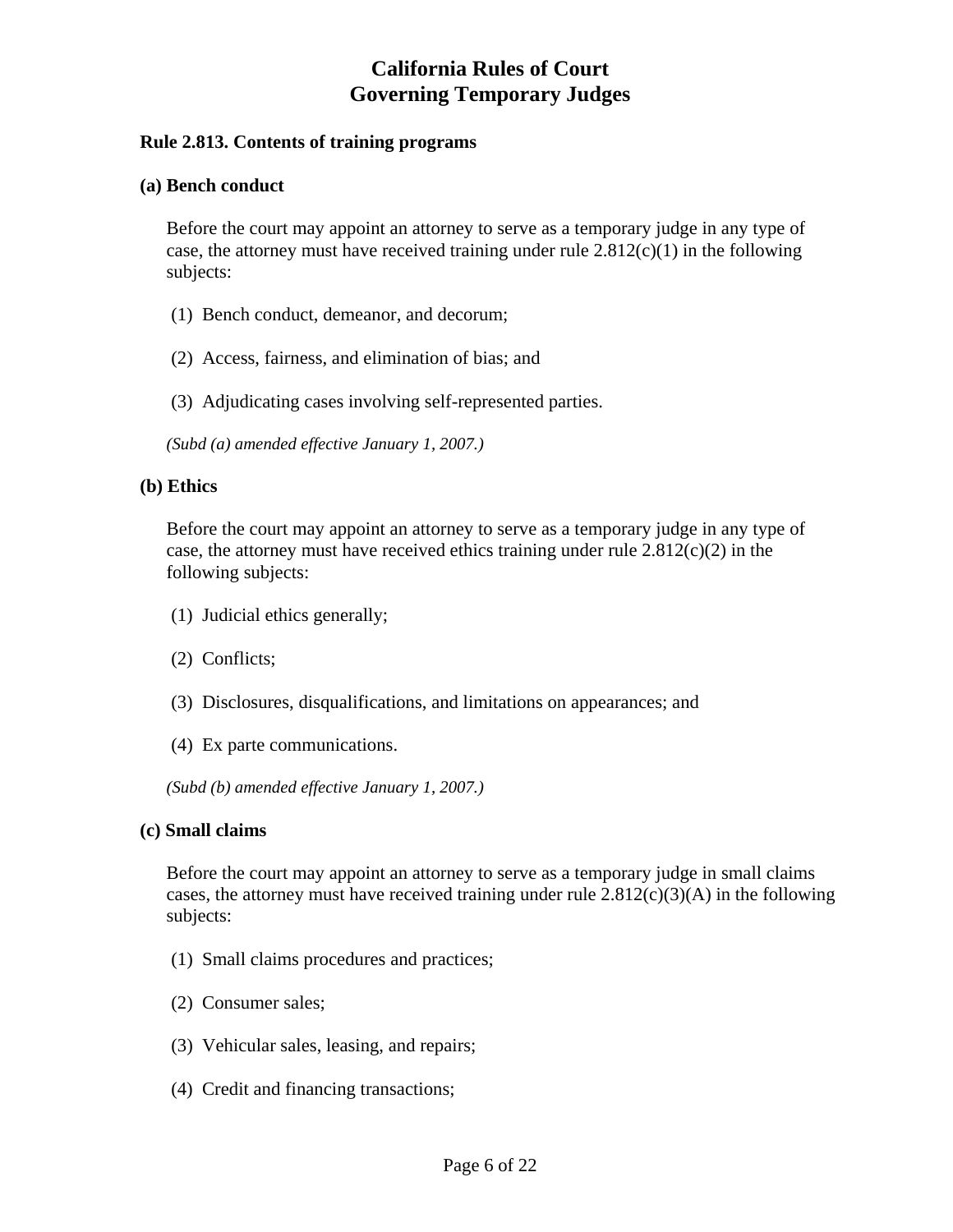# California Rules of Court
# Governing Temporary Judges

### Rule 2.813. Contents of training programs

#### (a) Bench conduct

Before the court may appoint an attorney to serve as a temporary judge in any type of case, the attorney must have received training under rule 2.812(c)(1) in the following subjects:

(1) Bench conduct, demeanor, and decorum;

(2) Access, fairness, and elimination of bias; and

(3) Adjudicating cases involving self-represented parties.

*(Subd (a) amended effective January 1, 2007.)*

#### (b) Ethics

Before the court may appoint an attorney to serve as a temporary judge in any type of case, the attorney must have received ethics training under rule 2.812(c)(2) in the following subjects:

(1) Judicial ethics generally;

(2) Conflicts;

(3) Disclosures, disqualifications, and limitations on appearances; and

(4) Ex parte communications.

*(Subd (b) amended effective January 1, 2007.)*

#### (c) Small claims

Before the court may appoint an attorney to serve as a temporary judge in small claims cases, the attorney must have received training under rule 2.812(c)(3)(A) in the following subjects:

(1) Small claims procedures and practices;

(2) Consumer sales;

(3) Vehicular sales, leasing, and repairs;

(4) Credit and financing transactions;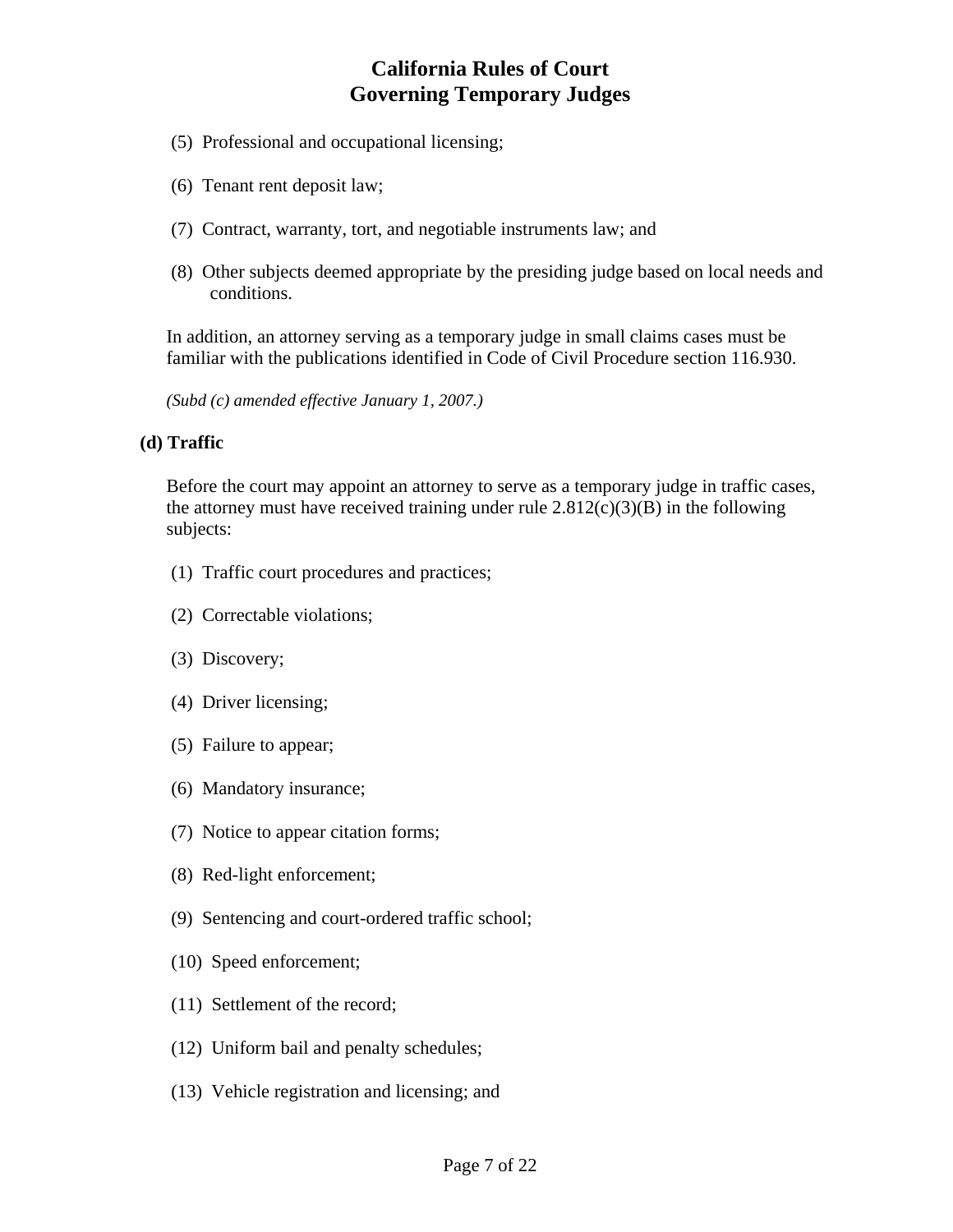(5) Professional and occupational licensing;

(6) Tenant rent deposit law;

(7) Contract, warranty, tort, and negotiable instruments law; and

(8) Other subjects deemed appropriate by the presiding judge based on local needs and conditions.

In addition, an attorney serving as a temporary judge in small claims cases must be familiar with the publications identified in Code of Civil Procedure section 116.930.

*(Subd (c) amended effective January 1, 2007.)*

**(d) Traffic**

Before the court may appoint an attorney to serve as a temporary judge in traffic cases, the attorney must have received training under rule 2.812(c)(3)(B) in the following subjects:

(1) Traffic court procedures and practices;

(2) Correctable violations;

(3) Discovery;

(4) Driver licensing;

(5) Failure to appear;

(6) Mandatory insurance;

(7) Notice to appear citation forms;

(8) Red-light enforcement;

(9) Sentencing and court-ordered traffic school;

(10) Speed enforcement;

(11) Settlement of the record;

(12) Uniform bail and penalty schedules;

(13) Vehicle registration and licensing; and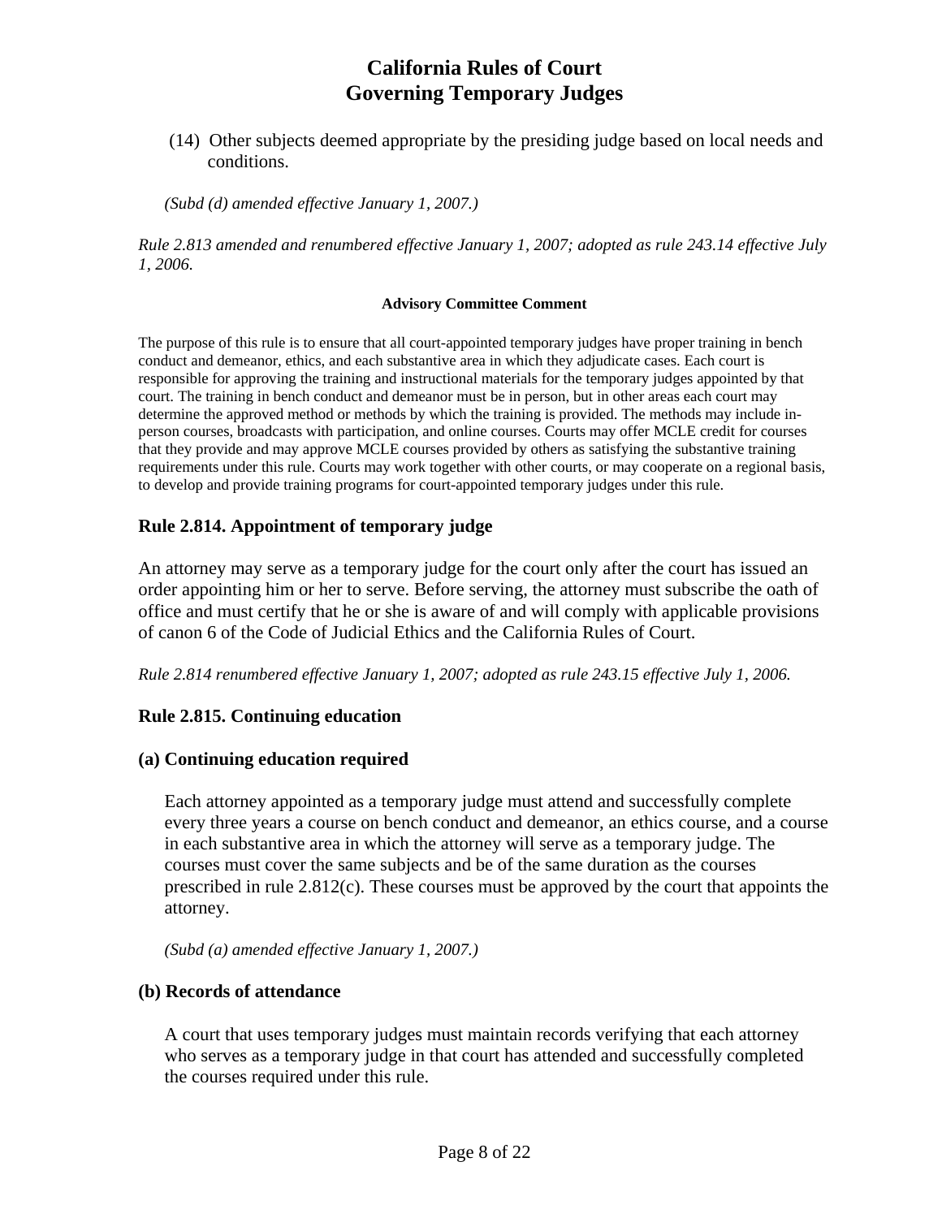(14) Other subjects deemed appropriate by the presiding judge based on local needs and conditions.

*(Subd (d) amended effective January 1, 2007.)*

*Rule 2.813 amended and renumbered effective January 1, 2007; adopted as rule 243.14 effective July 1, 2006.*

**Advisory Committee Comment**

The purpose of this rule is to ensure that all court-appointed temporary judges have proper training in bench conduct and demeanor, ethics, and each substantive area in which they adjudicate cases. Each court is responsible for approving the training and instructional materials for the temporary judges appointed by that court. The training in bench conduct and demeanor must be in person, but in other areas each court may determine the approved method or methods by which the training is provided. The methods may include in-person courses, broadcasts with participation, and online courses. Courts may offer MCLE credit for courses that they provide and may approve MCLE courses provided by others as satisfying the substantive training requirements under this rule. Courts may work together with other courts, or may cooperate on a regional basis, to develop and provide training programs for court-appointed temporary judges under this rule.

### Rule 2.814. Appointment of temporary judge

An attorney may serve as a temporary judge for the court only after the court has issued an order appointing him or her to serve. Before serving, the attorney must subscribe the oath of office and must certify that he or she is aware of and will comply with applicable provisions of canon 6 of the Code of Judicial Ethics and the California Rules of Court.

*Rule 2.814 renumbered effective January 1, 2007; adopted as rule 243.15 effective July 1, 2006.*

### Rule 2.815. Continuing education

#### (a) Continuing education required

Each attorney appointed as a temporary judge must attend and successfully complete every three years a course on bench conduct and demeanor, an ethics course, and a course in each substantive area in which the attorney will serve as a temporary judge. The courses must cover the same subjects and be of the same duration as the courses prescribed in rule 2.812(c). These courses must be approved by the court that appoints the attorney.

*(Subd (a) amended effective January 1, 2007.)*

#### (b) Records of attendance

A court that uses temporary judges must maintain records verifying that each attorney who serves as a temporary judge in that court has attended and successfully completed the courses required under this rule.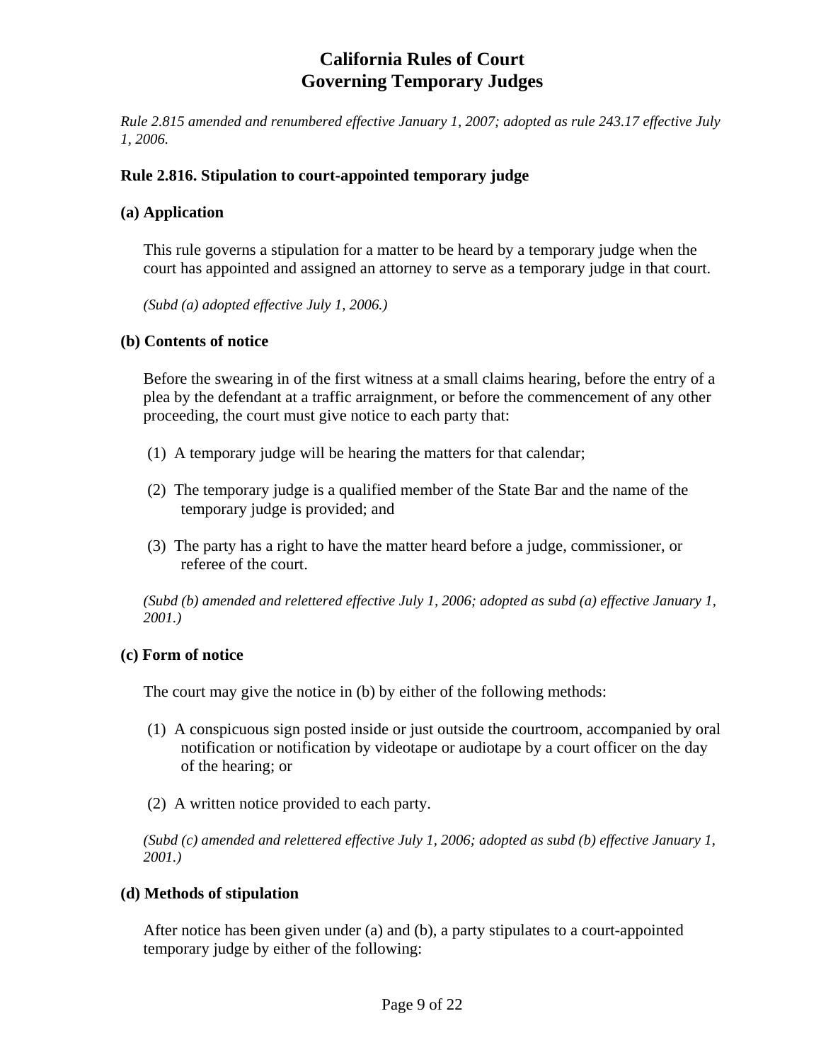*Rule 2.815 amended and renumbered effective January 1, 2007; adopted as rule 243.17 effective July 1, 2006.*

### Rule 2.816. Stipulation to court-appointed temporary judge

#### (a) Application

This rule governs a stipulation for a matter to be heard by a temporary judge when the court has appointed and assigned an attorney to serve as a temporary judge in that court.

*(Subd (a) adopted effective July 1, 2006.)*

#### (b) Contents of notice

Before the swearing in of the first witness at a small claims hearing, before the entry of a plea by the defendant at a traffic arraignment, or before the commencement of any other proceeding, the court must give notice to each party that:

(1) A temporary judge will be hearing the matters for that calendar;

(2) The temporary judge is a qualified member of the State Bar and the name of the temporary judge is provided; and

(3) The party has a right to have the matter heard before a judge, commissioner, or referee of the court.

*(Subd (b) amended and relettered effective July 1, 2006; adopted as subd (a) effective January 1, 2001.)*

#### (c) Form of notice

The court may give the notice in (b) by either of the following methods:

(1) A conspicuous sign posted inside or just outside the courtroom, accompanied by oral notification or notification by videotape or audiotape by a court officer on the day of the hearing; or

(2) A written notice provided to each party.

*(Subd (c) amended and relettered effective July 1, 2006; adopted as subd (b) effective January 1, 2001.)*

#### (d) Methods of stipulation

After notice has been given under (a) and (b), a party stipulates to a court-appointed temporary judge by either of the following: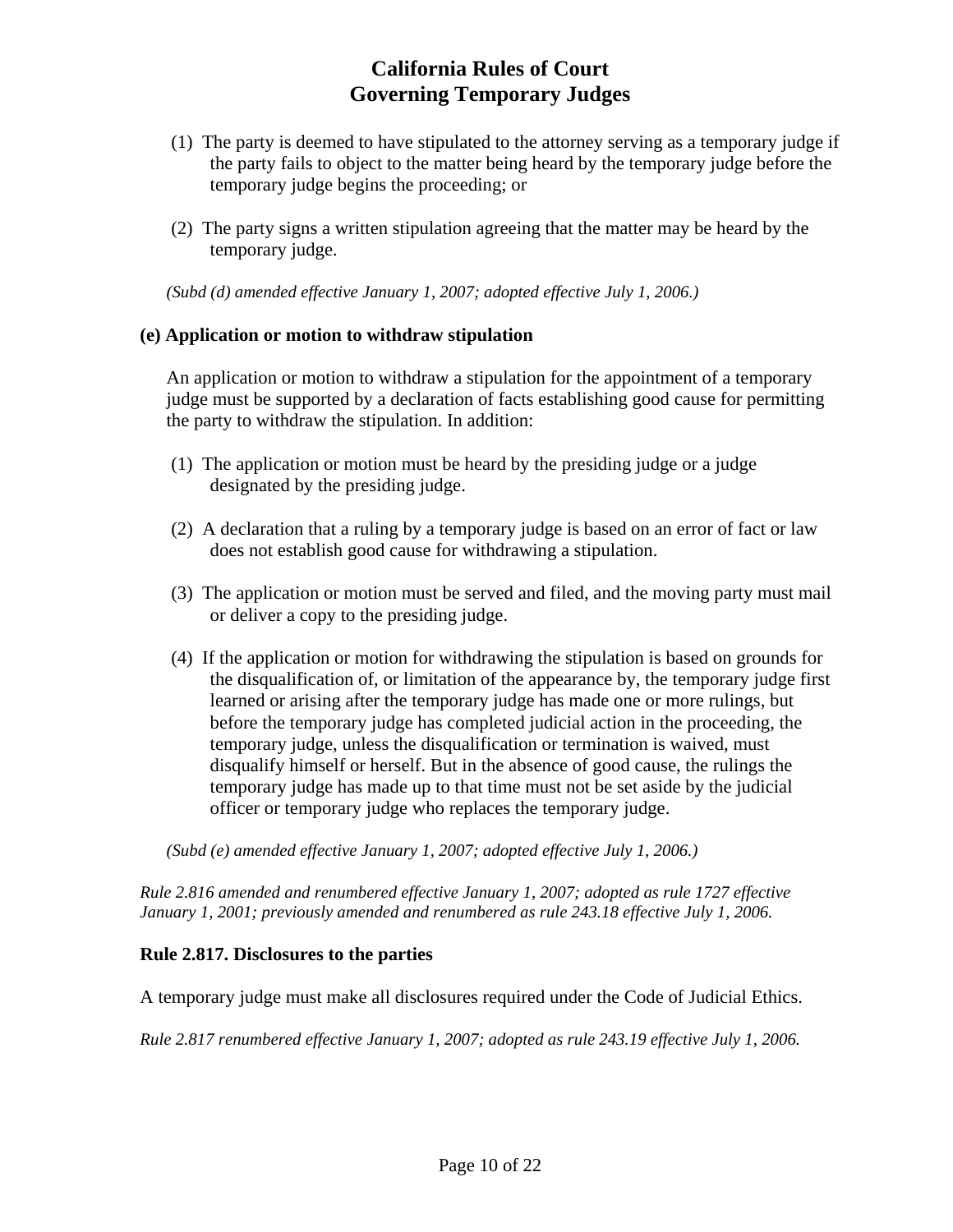(1) The party is deemed to have stipulated to the attorney serving as a temporary judge if the party fails to object to the matter being heard by the temporary judge before the temporary judge begins the proceeding; or

(2) The party signs a written stipulation agreeing that the matter may be heard by the temporary judge.

*(Subd (d) amended effective January 1, 2007; adopted effective July 1, 2006.)*

**(e) Application or motion to withdraw stipulation**

An application or motion to withdraw a stipulation for the appointment of a temporary judge must be supported by a declaration of facts establishing good cause for permitting the party to withdraw the stipulation. In addition:

(1) The application or motion must be heard by the presiding judge or a judge designated by the presiding judge.

(2) A declaration that a ruling by a temporary judge is based on an error of fact or law does not establish good cause for withdrawing a stipulation.

(3) The application or motion must be served and filed, and the moving party must mail or deliver a copy to the presiding judge.

(4) If the application or motion for withdrawing the stipulation is based on grounds for the disqualification of, or limitation of the appearance by, the temporary judge first learned or arising after the temporary judge has made one or more rulings, but before the temporary judge has completed judicial action in the proceeding, the temporary judge, unless the disqualification or termination is waived, must disqualify himself or herself. But in the absence of good cause, the rulings the temporary judge has made up to that time must not be set aside by the judicial officer or temporary judge who replaces the temporary judge.

*(Subd (e) amended effective January 1, 2007; adopted effective July 1, 2006.)*

*Rule 2.816 amended and renumbered effective January 1, 2007; adopted as rule 1727 effective January 1, 2001; previously amended and renumbered as rule 243.18 effective July 1, 2006.*

### Rule 2.817. Disclosures to the parties

A temporary judge must make all disclosures required under the Code of Judicial Ethics.

*Rule 2.817 renumbered effective January 1, 2007; adopted as rule 243.19 effective July 1, 2006.*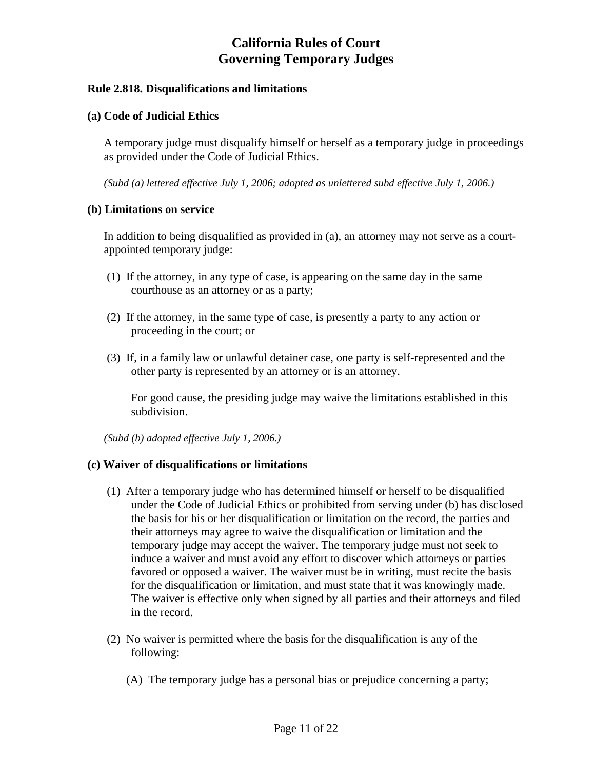# California Rules of Court Governing Temporary Judges

### Rule 2.818. Disqualifications and limitations

**(a) Code of Judicial Ethics**

A temporary judge must disqualify himself or herself as a temporary judge in proceedings as provided under the Code of Judicial Ethics.

*(Subd (a) lettered effective July 1, 2006; adopted as unlettered subd effective July 1, 2006.)*

**(b) Limitations on service**

In addition to being disqualified as provided in (a), an attorney may not serve as a court-appointed temporary judge:

(1) If the attorney, in any type of case, is appearing on the same day in the same courthouse as an attorney or as a party;

(2) If the attorney, in the same type of case, is presently a party to any action or proceeding in the court; or

(3) If, in a family law or unlawful detainer case, one party is self-represented and the other party is represented by an attorney or is an attorney.

For good cause, the presiding judge may waive the limitations established in this subdivision.

*(Subd (b) adopted effective July 1, 2006.)*

**(c) Waiver of disqualifications or limitations**

(1) After a temporary judge who has determined himself or herself to be disqualified under the Code of Judicial Ethics or prohibited from serving under (b) has disclosed the basis for his or her disqualification or limitation on the record, the parties and their attorneys may agree to waive the disqualification or limitation and the temporary judge may accept the waiver. The temporary judge must not seek to induce a waiver and must avoid any effort to discover which attorneys or parties favored or opposed a waiver. The waiver must be in writing, must recite the basis for the disqualification or limitation, and must state that it was knowingly made. The waiver is effective only when signed by all parties and their attorneys and filed in the record.

(2) No waiver is permitted where the basis for the disqualification is any of the following:

(A) The temporary judge has a personal bias or prejudice concerning a party;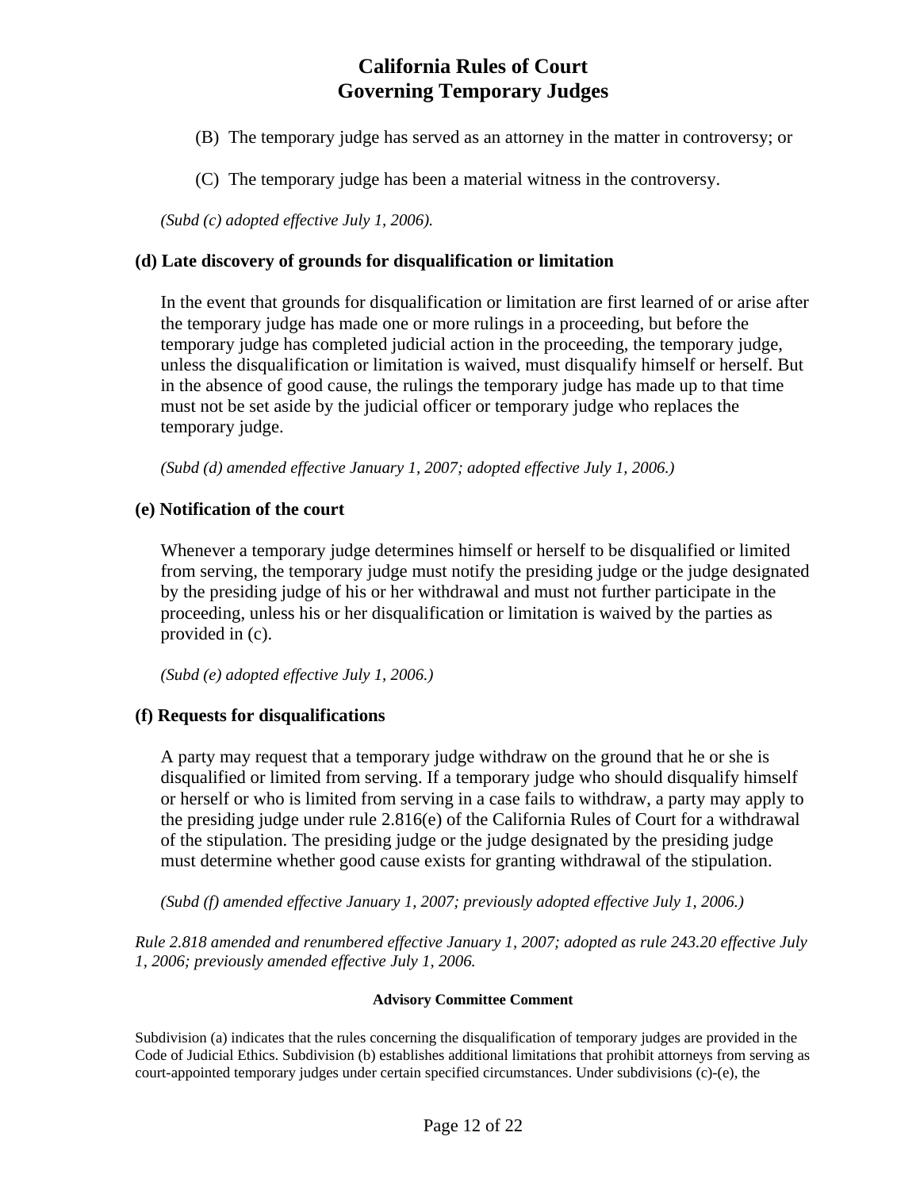(B) The temporary judge has served as an attorney in the matter in controversy; or

(C) The temporary judge has been a material witness in the controversy.

*(Subd (c) adopted effective July 1, 2006).*

**(d) Late discovery of grounds for disqualification or limitation**

In the event that grounds for disqualification or limitation are first learned of or arise after the temporary judge has made one or more rulings in a proceeding, but before the temporary judge has completed judicial action in the proceeding, the temporary judge, unless the disqualification or limitation is waived, must disqualify himself or herself. But in the absence of good cause, the rulings the temporary judge has made up to that time must not be set aside by the judicial officer or temporary judge who replaces the temporary judge.

*(Subd (d) amended effective January 1, 2007; adopted effective July 1, 2006.)*

**(e) Notification of the court**

Whenever a temporary judge determines himself or herself to be disqualified or limited from serving, the temporary judge must notify the presiding judge or the judge designated by the presiding judge of his or her withdrawal and must not further participate in the proceeding, unless his or her disqualification or limitation is waived by the parties as provided in (c).

*(Subd (e) adopted effective July 1, 2006.)*

**(f) Requests for disqualifications**

A party may request that a temporary judge withdraw on the ground that he or she is disqualified or limited from serving. If a temporary judge who should disqualify himself or herself or who is limited from serving in a case fails to withdraw, a party may apply to the presiding judge under rule 2.816(e) of the California Rules of Court for a withdrawal of the stipulation. The presiding judge or the judge designated by the presiding judge must determine whether good cause exists for granting withdrawal of the stipulation.

*(Subd (f) amended effective January 1, 2007; previously adopted effective July 1, 2006.)*

*Rule 2.818 amended and renumbered effective January 1, 2007; adopted as rule 243.20 effective July 1, 2006; previously amended effective July 1, 2006.*

**Advisory Committee Comment**

Subdivision (a) indicates that the rules concerning the disqualification of temporary judges are provided in the Code of Judicial Ethics. Subdivision (b) establishes additional limitations that prohibit attorneys from serving as court-appointed temporary judges under certain specified circumstances. Under subdivisions (c)-(e), the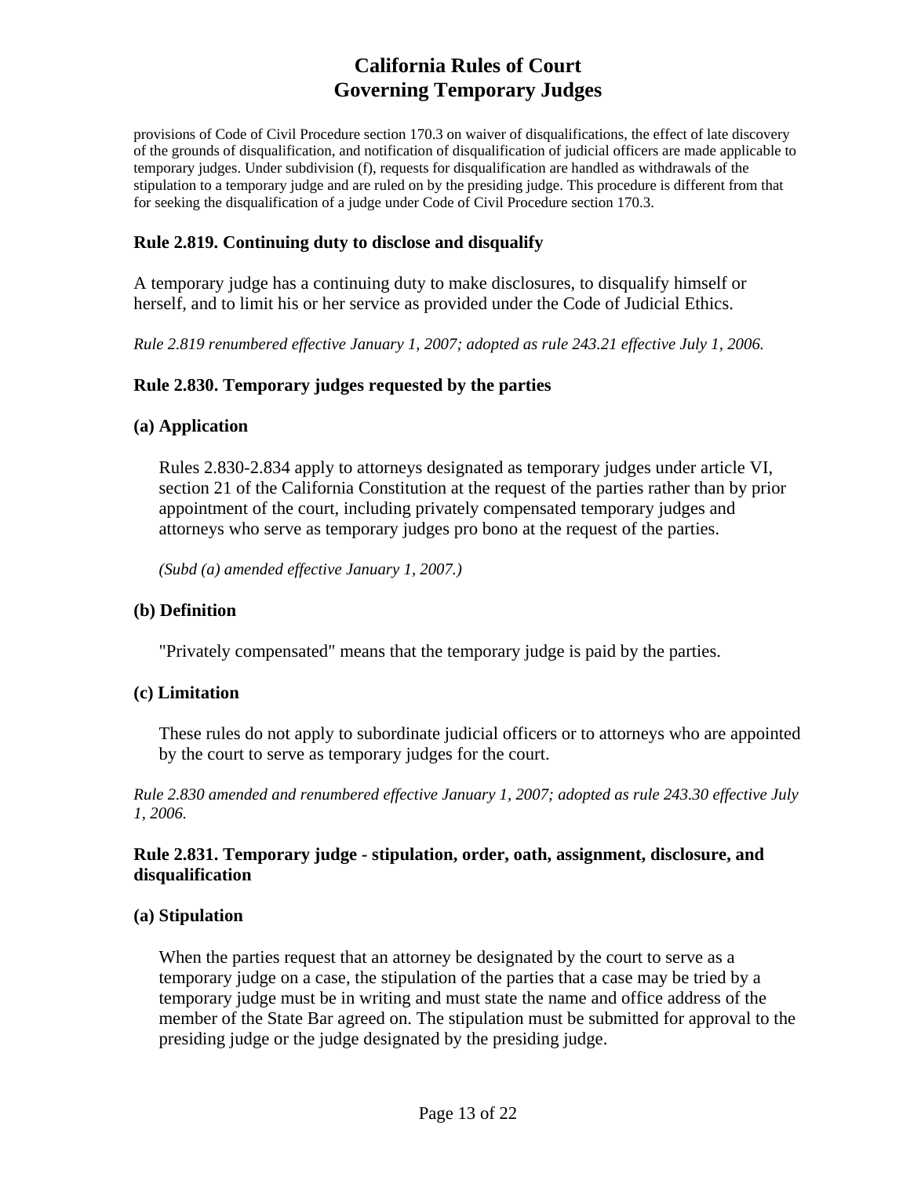provisions of Code of Civil Procedure section 170.3 on waiver of disqualifications, the effect of late discovery of the grounds of disqualification, and notification of disqualification of judicial officers are made applicable to temporary judges. Under subdivision (f), requests for disqualification are handled as withdrawals of the stipulation to a temporary judge and are ruled on by the presiding judge. This procedure is different from that for seeking the disqualification of a judge under Code of Civil Procedure section 170.3.

### Rule 2.819. Continuing duty to disclose and disqualify

A temporary judge has a continuing duty to make disclosures, to disqualify himself or herself, and to limit his or her service as provided under the Code of Judicial Ethics.

*Rule 2.819 renumbered effective January 1, 2007; adopted as rule 243.21 effective July 1, 2006.*

### Rule 2.830. Temporary judges requested by the parties

#### (a) Application

Rules 2.830-2.834 apply to attorneys designated as temporary judges under article VI, section 21 of the California Constitution at the request of the parties rather than by prior appointment of the court, including privately compensated temporary judges and attorneys who serve as temporary judges pro bono at the request of the parties.

*(Subd (a) amended effective January 1, 2007.)*

#### (b) Definition

"Privately compensated" means that the temporary judge is paid by the parties.

#### (c) Limitation

These rules do not apply to subordinate judicial officers or to attorneys who are appointed by the court to serve as temporary judges for the court.

*Rule 2.830 amended and renumbered effective January 1, 2007; adopted as rule 243.30 effective July 1, 2006.*

### Rule 2.831. Temporary judge - stipulation, order, oath, assignment, disclosure, and disqualification

#### (a) Stipulation

When the parties request that an attorney be designated by the court to serve as a temporary judge on a case, the stipulation of the parties that a case may be tried by a temporary judge must be in writing and must state the name and office address of the member of the State Bar agreed on. The stipulation must be submitted for approval to the presiding judge or the judge designated by the presiding judge.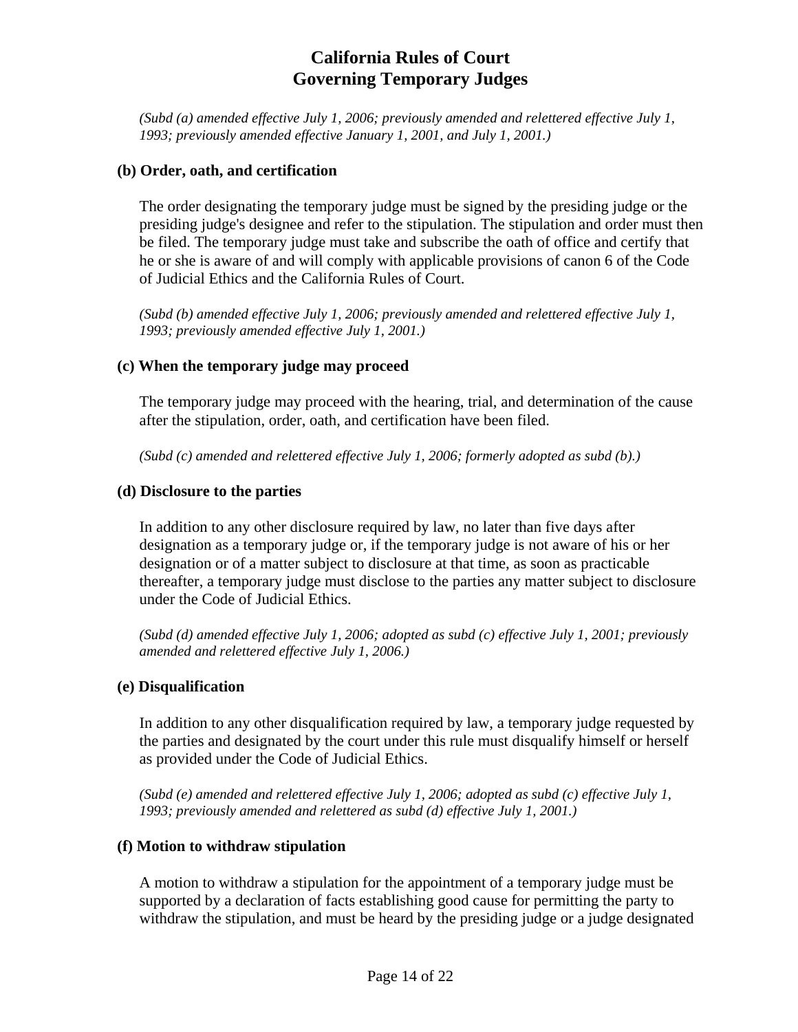*(Subd (a) amended effective July 1, 2006; previously amended and relettered effective July 1, 1993; previously amended effective January 1, 2001, and July 1, 2001.)*

**(b) Order, oath, and certification**

The order designating the temporary judge must be signed by the presiding judge or the presiding judge's designee and refer to the stipulation. The stipulation and order must then be filed. The temporary judge must take and subscribe the oath of office and certify that he or she is aware of and will comply with applicable provisions of canon 6 of the Code of Judicial Ethics and the California Rules of Court.

*(Subd (b) amended effective July 1, 2006; previously amended and relettered effective July 1, 1993; previously amended effective July 1, 2001.)*

**(c) When the temporary judge may proceed**

The temporary judge may proceed with the hearing, trial, and determination of the cause after the stipulation, order, oath, and certification have been filed.

*(Subd (c) amended and relettered effective July 1, 2006; formerly adopted as subd (b).)*

**(d) Disclosure to the parties**

In addition to any other disclosure required by law, no later than five days after designation as a temporary judge or, if the temporary judge is not aware of his or her designation or of a matter subject to disclosure at that time, as soon as practicable thereafter, a temporary judge must disclose to the parties any matter subject to disclosure under the Code of Judicial Ethics.

*(Subd (d) amended effective July 1, 2006; adopted as subd (c) effective July 1, 2001; previously amended and relettered effective July 1, 2006.)*

**(e) Disqualification**

In addition to any other disqualification required by law, a temporary judge requested by the parties and designated by the court under this rule must disqualify himself or herself as provided under the Code of Judicial Ethics.

*(Subd (e) amended and relettered effective July 1, 2006; adopted as subd (c) effective July 1, 1993; previously amended and relettered as subd (d) effective July 1, 2001.)*

**(f) Motion to withdraw stipulation**

A motion to withdraw a stipulation for the appointment of a temporary judge must be supported by a declaration of facts establishing good cause for permitting the party to withdraw the stipulation, and must be heard by the presiding judge or a judge designated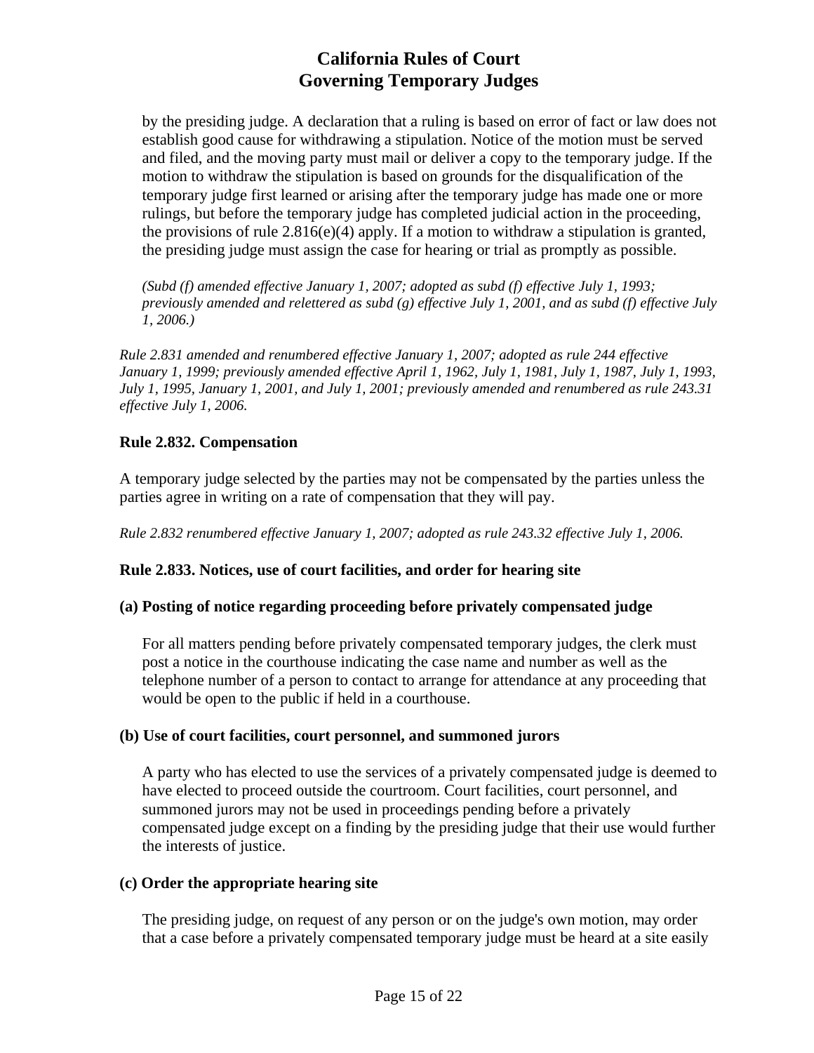by the presiding judge. A declaration that a ruling is based on error of fact or law does not establish good cause for withdrawing a stipulation. Notice of the motion must be served and filed, and the moving party must mail or deliver a copy to the temporary judge. If the motion to withdraw the stipulation is based on grounds for the disqualification of the temporary judge first learned or arising after the temporary judge has made one or more rulings, but before the temporary judge has completed judicial action in the proceeding, the provisions of rule 2.816(e)(4) apply. If a motion to withdraw a stipulation is granted, the presiding judge must assign the case for hearing or trial as promptly as possible.

*(Subd (f) amended effective January 1, 2007; adopted as subd (f) effective July 1, 1993; previously amended and relettered as subd (g) effective July 1, 2001, and as subd (f) effective July 1, 2006.)*

*Rule 2.831 amended and renumbered effective January 1, 2007; adopted as rule 244 effective January 1, 1999; previously amended effective April 1, 1962, July 1, 1981, July 1, 1987, July 1, 1993, July 1, 1995, January 1, 2001, and July 1, 2001; previously amended and renumbered as rule 243.31 effective July 1, 2006.*

### Rule 2.832. Compensation

A temporary judge selected by the parties may not be compensated by the parties unless the parties agree in writing on a rate of compensation that they will pay.

*Rule 2.832 renumbered effective January 1, 2007; adopted as rule 243.32 effective July 1, 2006.*

### Rule 2.833. Notices, use of court facilities, and order for hearing site

#### (a) Posting of notice regarding proceeding before privately compensated judge

For all matters pending before privately compensated temporary judges, the clerk must post a notice in the courthouse indicating the case name and number as well as the telephone number of a person to contact to arrange for attendance at any proceeding that would be open to the public if held in a courthouse.

#### (b) Use of court facilities, court personnel, and summoned jurors

A party who has elected to use the services of a privately compensated judge is deemed to have elected to proceed outside the courtroom. Court facilities, court personnel, and summoned jurors may not be used in proceedings pending before a privately compensated judge except on a finding by the presiding judge that their use would further the interests of justice.

#### (c) Order the appropriate hearing site

The presiding judge, on request of any person or on the judge's own motion, may order that a case before a privately compensated temporary judge must be heard at a site easily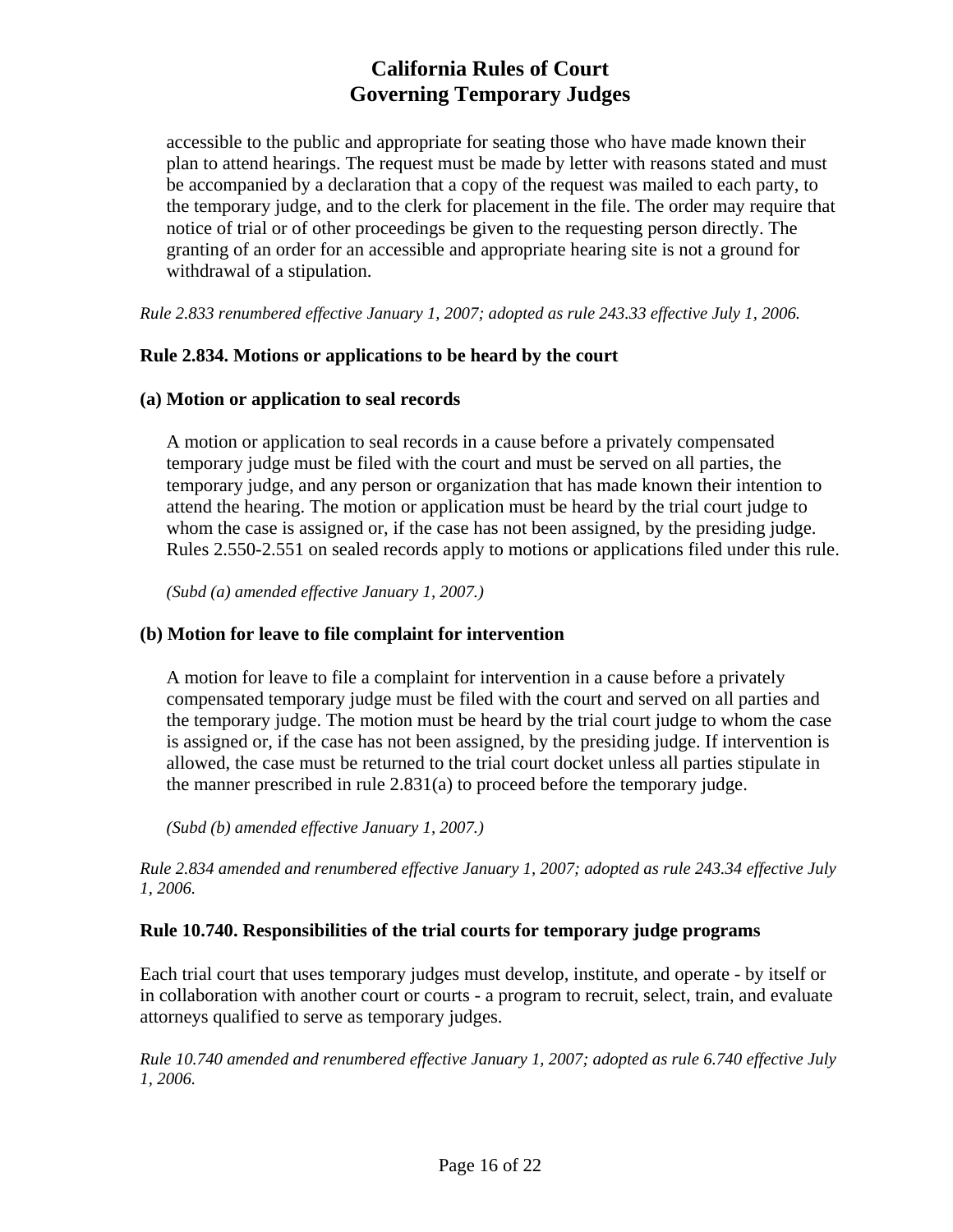accessible to the public and appropriate for seating those who have made known their plan to attend hearings. The request must be made by letter with reasons stated and must be accompanied by a declaration that a copy of the request was mailed to each party, to the temporary judge, and to the clerk for placement in the file. The order may require that notice of trial or of other proceedings be given to the requesting person directly. The granting of an order for an accessible and appropriate hearing site is not a ground for withdrawal of a stipulation.

*Rule 2.833 renumbered effective January 1, 2007; adopted as rule 243.33 effective July 1, 2006.*

### Rule 2.834. Motions or applications to be heard by the court

#### (a) Motion or application to seal records

A motion or application to seal records in a cause before a privately compensated temporary judge must be filed with the court and must be served on all parties, the temporary judge, and any person or organization that has made known their intention to attend the hearing. The motion or application must be heard by the trial court judge to whom the case is assigned or, if the case has not been assigned, by the presiding judge. Rules 2.550-2.551 on sealed records apply to motions or applications filed under this rule.

*(Subd (a) amended effective January 1, 2007.)*

#### (b) Motion for leave to file complaint for intervention

A motion for leave to file a complaint for intervention in a cause before a privately compensated temporary judge must be filed with the court and served on all parties and the temporary judge. The motion must be heard by the trial court judge to whom the case is assigned or, if the case has not been assigned, by the presiding judge. If intervention is allowed, the case must be returned to the trial court docket unless all parties stipulate in the manner prescribed in rule 2.831(a) to proceed before the temporary judge.

*(Subd (b) amended effective January 1, 2007.)*

*Rule 2.834 amended and renumbered effective January 1, 2007; adopted as rule 243.34 effective July 1, 2006.*

### Rule 10.740. Responsibilities of the trial courts for temporary judge programs

Each trial court that uses temporary judges must develop, institute, and operate - by itself or in collaboration with another court or courts - a program to recruit, select, train, and evaluate attorneys qualified to serve as temporary judges.

*Rule 10.740 amended and renumbered effective January 1, 2007; adopted as rule 6.740 effective July 1, 2006.*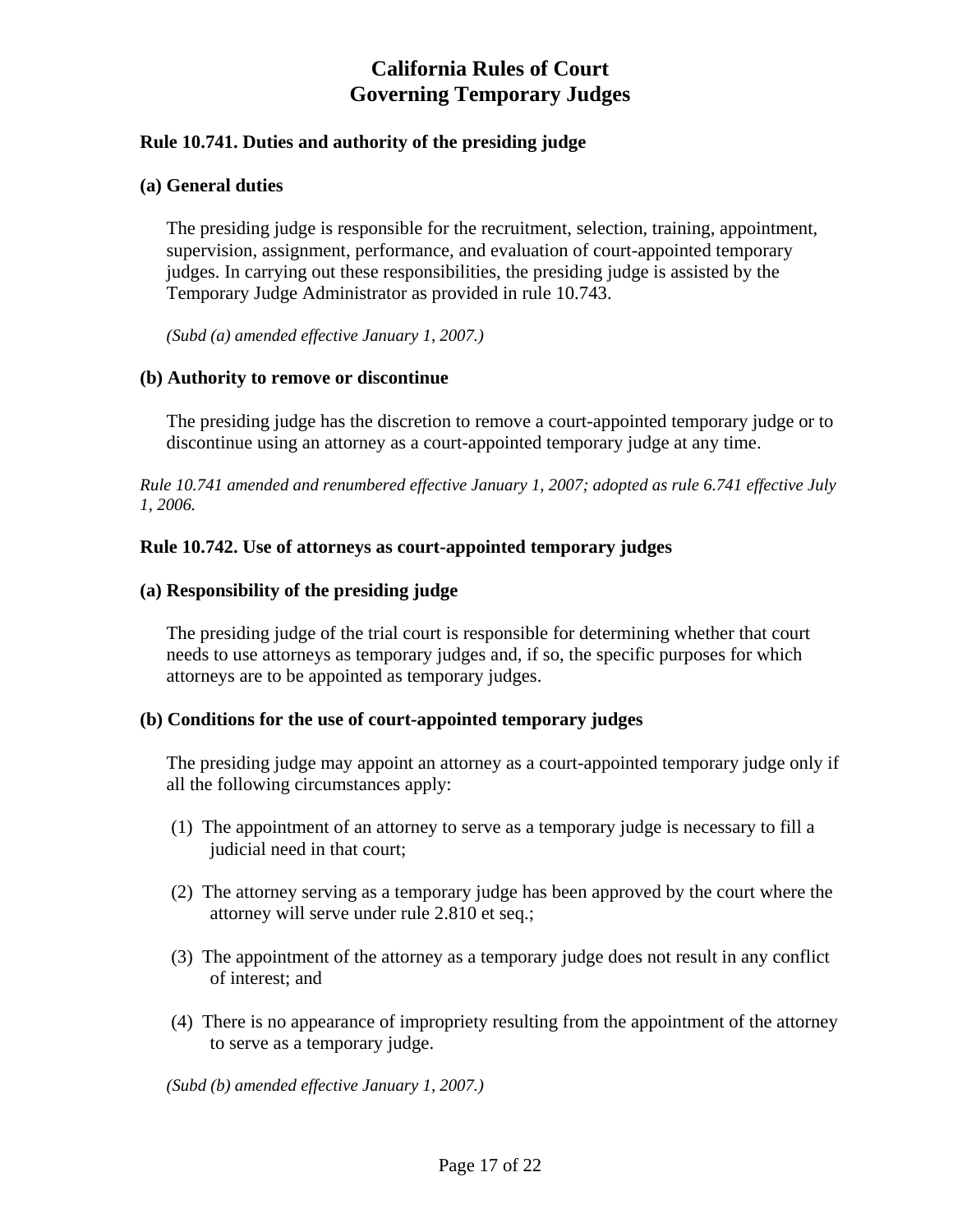# California Rules of Court
# Governing Temporary Judges

### Rule 10.741. Duties and authority of the presiding judge

**(a) General duties**

The presiding judge is responsible for the recruitment, selection, training, appointment, supervision, assignment, performance, and evaluation of court-appointed temporary judges. In carrying out these responsibilities, the presiding judge is assisted by the Temporary Judge Administrator as provided in rule 10.743.

*(Subd (a) amended effective January 1, 2007.)*

**(b) Authority to remove or discontinue**

The presiding judge has the discretion to remove a court-appointed temporary judge or to discontinue using an attorney as a court-appointed temporary judge at any time.

*Rule 10.741 amended and renumbered effective January 1, 2007; adopted as rule 6.741 effective July 1, 2006.*

### Rule 10.742. Use of attorneys as court-appointed temporary judges

**(a) Responsibility of the presiding judge**

The presiding judge of the trial court is responsible for determining whether that court needs to use attorneys as temporary judges and, if so, the specific purposes for which attorneys are to be appointed as temporary judges.

**(b) Conditions for the use of court-appointed temporary judges**

The presiding judge may appoint an attorney as a court-appointed temporary judge only if all the following circumstances apply:

(1) The appointment of an attorney to serve as a temporary judge is necessary to fill a judicial need in that court;

(2) The attorney serving as a temporary judge has been approved by the court where the attorney will serve under rule 2.810 et seq.;

(3) The appointment of the attorney as a temporary judge does not result in any conflict of interest; and

(4) There is no appearance of impropriety resulting from the appointment of the attorney to serve as a temporary judge.

*(Subd (b) amended effective January 1, 2007.)*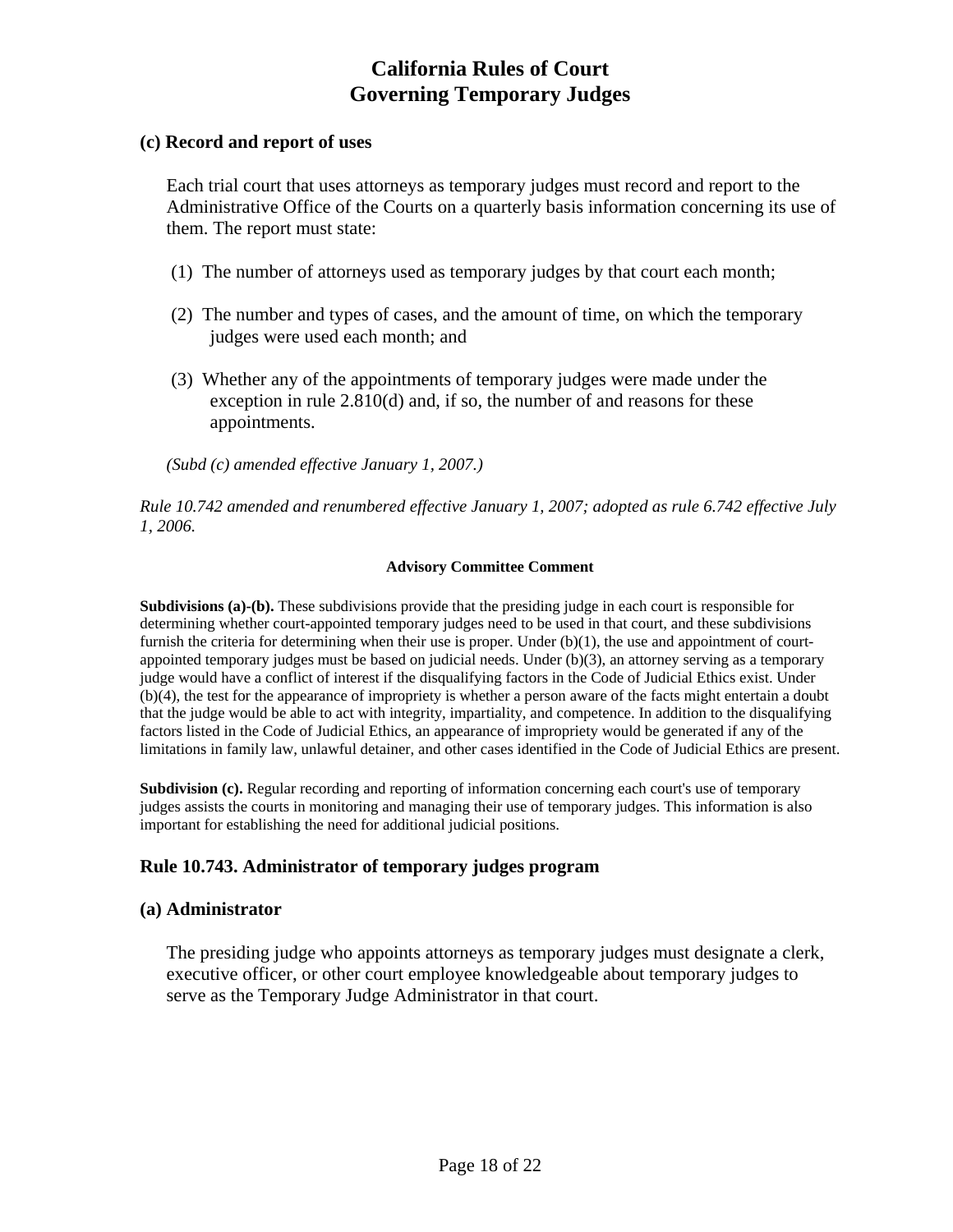### (c) Record and report of uses

Each trial court that uses attorneys as temporary judges must record and report to the Administrative Office of the Courts on a quarterly basis information concerning its use of them. The report must state:

(1) The number of attorneys used as temporary judges by that court each month;

(2) The number and types of cases, and the amount of time, on which the temporary judges were used each month; and

(3) Whether any of the appointments of temporary judges were made under the exception in rule 2.810(d) and, if so, the number of and reasons for these appointments.

*(Subd (c) amended effective January 1, 2007.)*

*Rule 10.742 amended and renumbered effective January 1, 2007; adopted as rule 6.742 effective July 1, 2006.*

**Advisory Committee Comment**

**Subdivisions (a)-(b).** These subdivisions provide that the presiding judge in each court is responsible for determining whether court-appointed temporary judges need to be used in that court, and these subdivisions furnish the criteria for determining when their use is proper. Under (b)(1), the use and appointment of court-appointed temporary judges must be based on judicial needs. Under (b)(3), an attorney serving as a temporary judge would have a conflict of interest if the disqualifying factors in the Code of Judicial Ethics exist. Under (b)(4), the test for the appearance of impropriety is whether a person aware of the facts might entertain a doubt that the judge would be able to act with integrity, impartiality, and competence. In addition to the disqualifying factors listed in the Code of Judicial Ethics, an appearance of impropriety would be generated if any of the limitations in family law, unlawful detainer, and other cases identified in the Code of Judicial Ethics are present.

**Subdivision (c).** Regular recording and reporting of information concerning each court's use of temporary judges assists the courts in monitoring and managing their use of temporary judges. This information is also important for establishing the need for additional judicial positions.

## Rule 10.743. Administrator of temporary judges program

### (a) Administrator

The presiding judge who appoints attorneys as temporary judges must designate a clerk, executive officer, or other court employee knowledgeable about temporary judges to serve as the Temporary Judge Administrator in that court.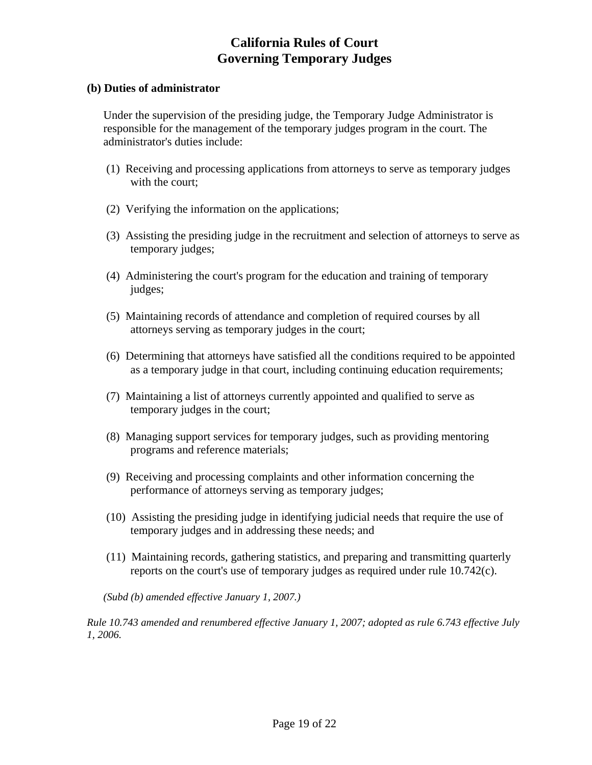**(b) Duties of administrator**

Under the supervision of the presiding judge, the Temporary Judge Administrator is responsible for the management of the temporary judges program in the court. The administrator's duties include:

(1) Receiving and processing applications from attorneys to serve as temporary judges with the court;

(2) Verifying the information on the applications;

(3) Assisting the presiding judge in the recruitment and selection of attorneys to serve as temporary judges;

(4) Administering the court's program for the education and training of temporary judges;

(5) Maintaining records of attendance and completion of required courses by all attorneys serving as temporary judges in the court;

(6) Determining that attorneys have satisfied all the conditions required to be appointed as a temporary judge in that court, including continuing education requirements;

(7) Maintaining a list of attorneys currently appointed and qualified to serve as temporary judges in the court;

(8) Managing support services for temporary judges, such as providing mentoring programs and reference materials;

(9) Receiving and processing complaints and other information concerning the performance of attorneys serving as temporary judges;

(10) Assisting the presiding judge in identifying judicial needs that require the use of temporary judges and in addressing these needs; and

(11) Maintaining records, gathering statistics, and preparing and transmitting quarterly reports on the court's use of temporary judges as required under rule 10.742(c).

*(Subd (b) amended effective January 1, 2007.)*

*Rule 10.743 amended and renumbered effective January 1, 2007; adopted as rule 6.743 effective July 1, 2006.*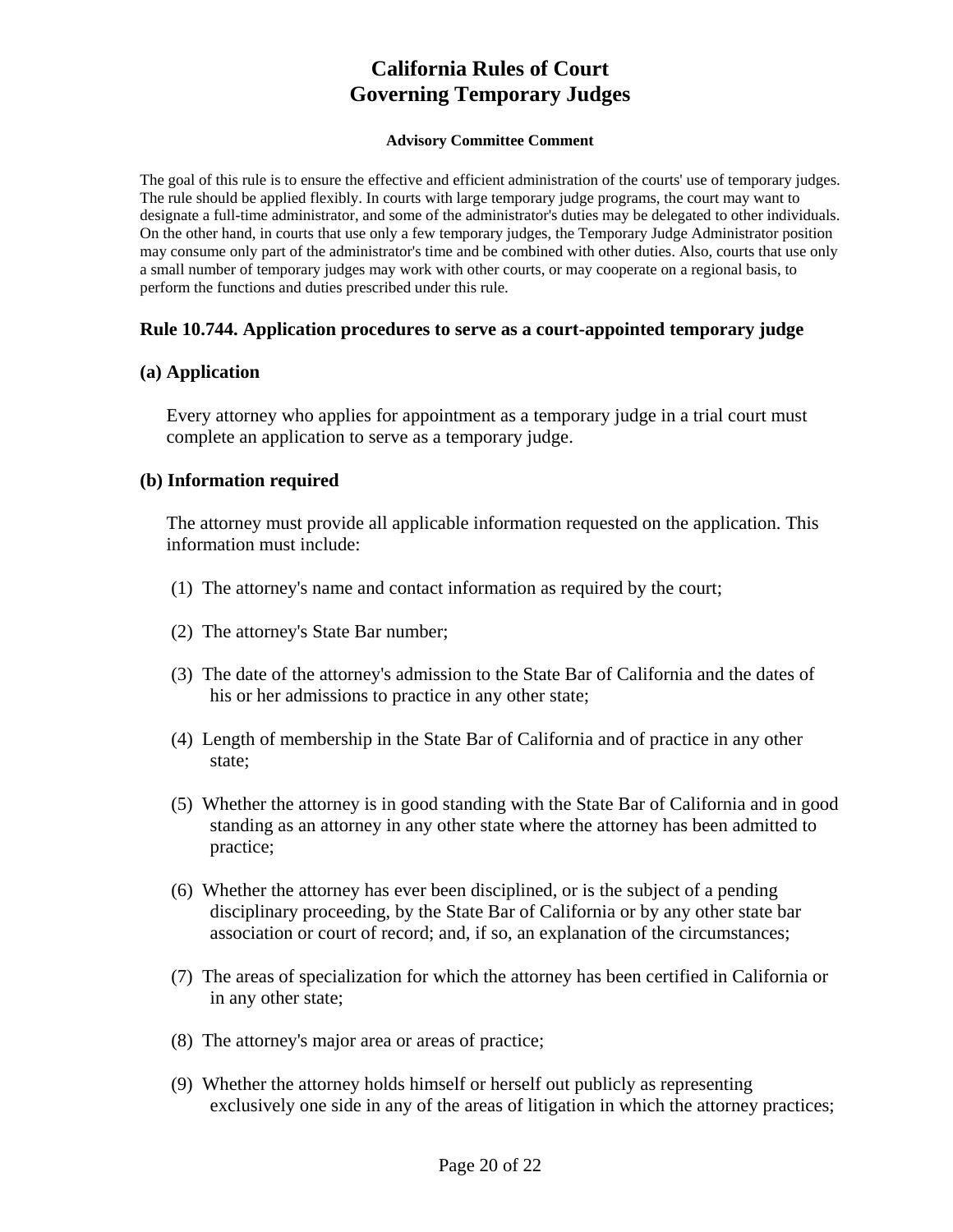# California Rules of Court Governing Temporary Judges

**Advisory Committee Comment**

The goal of this rule is to ensure the effective and efficient administration of the courts' use of temporary judges. The rule should be applied flexibly. In courts with large temporary judge programs, the court may want to designate a full-time administrator, and some of the administrator's duties may be delegated to other individuals. On the other hand, in courts that use only a few temporary judges, the Temporary Judge Administrator position may consume only part of the administrator's time and be combined with other duties. Also, courts that use only a small number of temporary judges may work with other courts, or may cooperate on a regional basis, to perform the functions and duties prescribed under this rule.

## Rule 10.744. Application procedures to serve as a court-appointed temporary judge

### (a) Application

Every attorney who applies for appointment as a temporary judge in a trial court must complete an application to serve as a temporary judge.

### (b) Information required

The attorney must provide all applicable information requested on the application. This information must include:

(1) The attorney's name and contact information as required by the court;

(2) The attorney's State Bar number;

(3) The date of the attorney's admission to the State Bar of California and the dates of his or her admissions to practice in any other state;

(4) Length of membership in the State Bar of California and of practice in any other state;

(5) Whether the attorney is in good standing with the State Bar of California and in good standing as an attorney in any other state where the attorney has been admitted to practice;

(6) Whether the attorney has ever been disciplined, or is the subject of a pending disciplinary proceeding, by the State Bar of California or by any other state bar association or court of record; and, if so, an explanation of the circumstances;

(7) The areas of specialization for which the attorney has been certified in California or in any other state;

(8) The attorney's major area or areas of practice;

(9) Whether the attorney holds himself or herself out publicly as representing exclusively one side in any of the areas of litigation in which the attorney practices;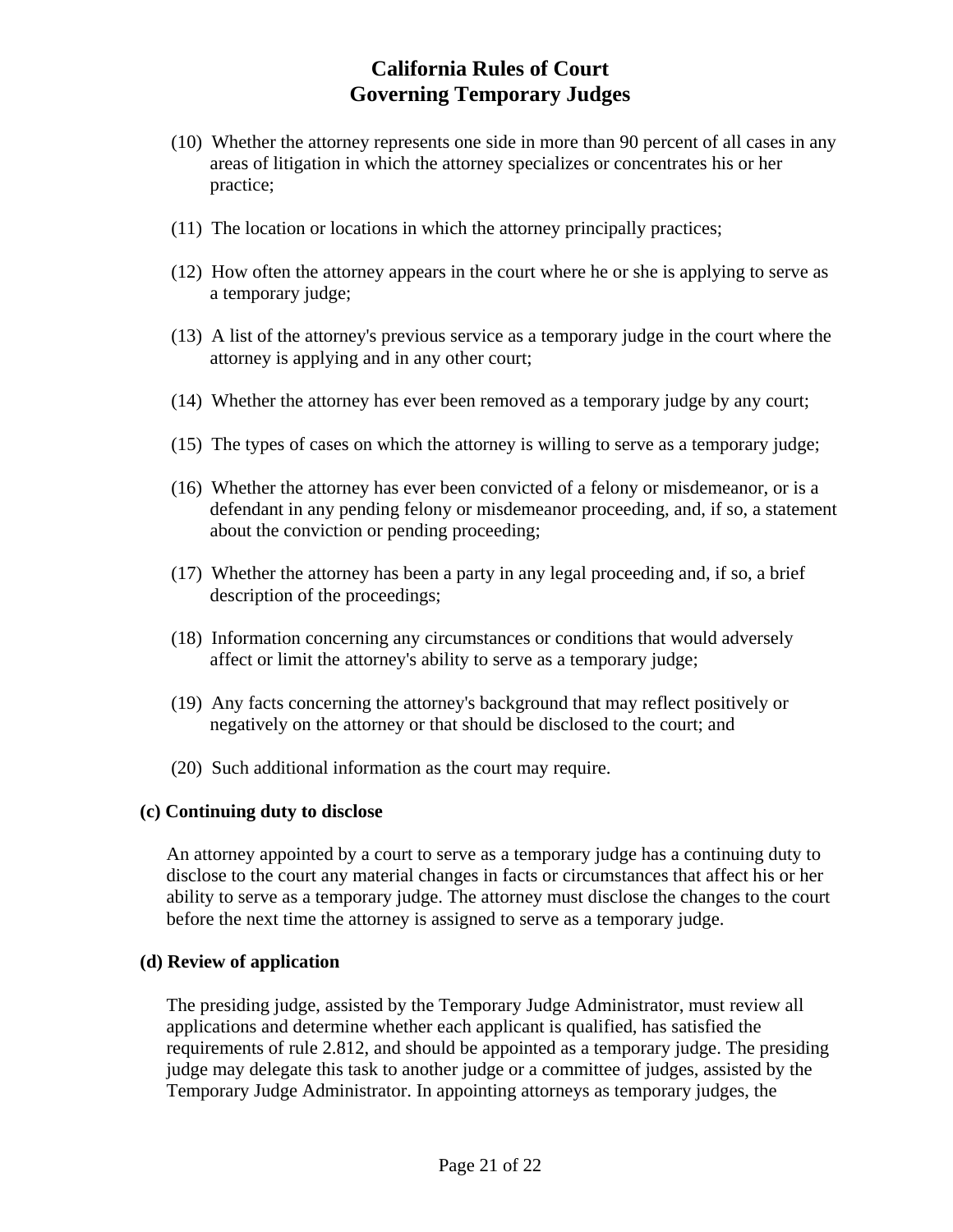(10) Whether the attorney represents one side in more than 90 percent of all cases in any areas of litigation in which the attorney specializes or concentrates his or her practice;

(11) The location or locations in which the attorney principally practices;

(12) How often the attorney appears in the court where he or she is applying to serve as a temporary judge;

(13) A list of the attorney's previous service as a temporary judge in the court where the attorney is applying and in any other court;

(14) Whether the attorney has ever been removed as a temporary judge by any court;

(15) The types of cases on which the attorney is willing to serve as a temporary judge;

(16) Whether the attorney has ever been convicted of a felony or misdemeanor, or is a defendant in any pending felony or misdemeanor proceeding, and, if so, a statement about the conviction or pending proceeding;

(17) Whether the attorney has been a party in any legal proceeding and, if so, a brief description of the proceedings;

(18) Information concerning any circumstances or conditions that would adversely affect or limit the attorney's ability to serve as a temporary judge;

(19) Any facts concerning the attorney's background that may reflect positively or negatively on the attorney or that should be disclosed to the court; and

(20) Such additional information as the court may require.

**(c) Continuing duty to disclose**

An attorney appointed by a court to serve as a temporary judge has a continuing duty to disclose to the court any material changes in facts or circumstances that affect his or her ability to serve as a temporary judge. The attorney must disclose the changes to the court before the next time the attorney is assigned to serve as a temporary judge.

**(d) Review of application**

The presiding judge, assisted by the Temporary Judge Administrator, must review all applications and determine whether each applicant is qualified, has satisfied the requirements of rule 2.812, and should be appointed as a temporary judge. The presiding judge may delegate this task to another judge or a committee of judges, assisted by the Temporary Judge Administrator. In appointing attorneys as temporary judges, the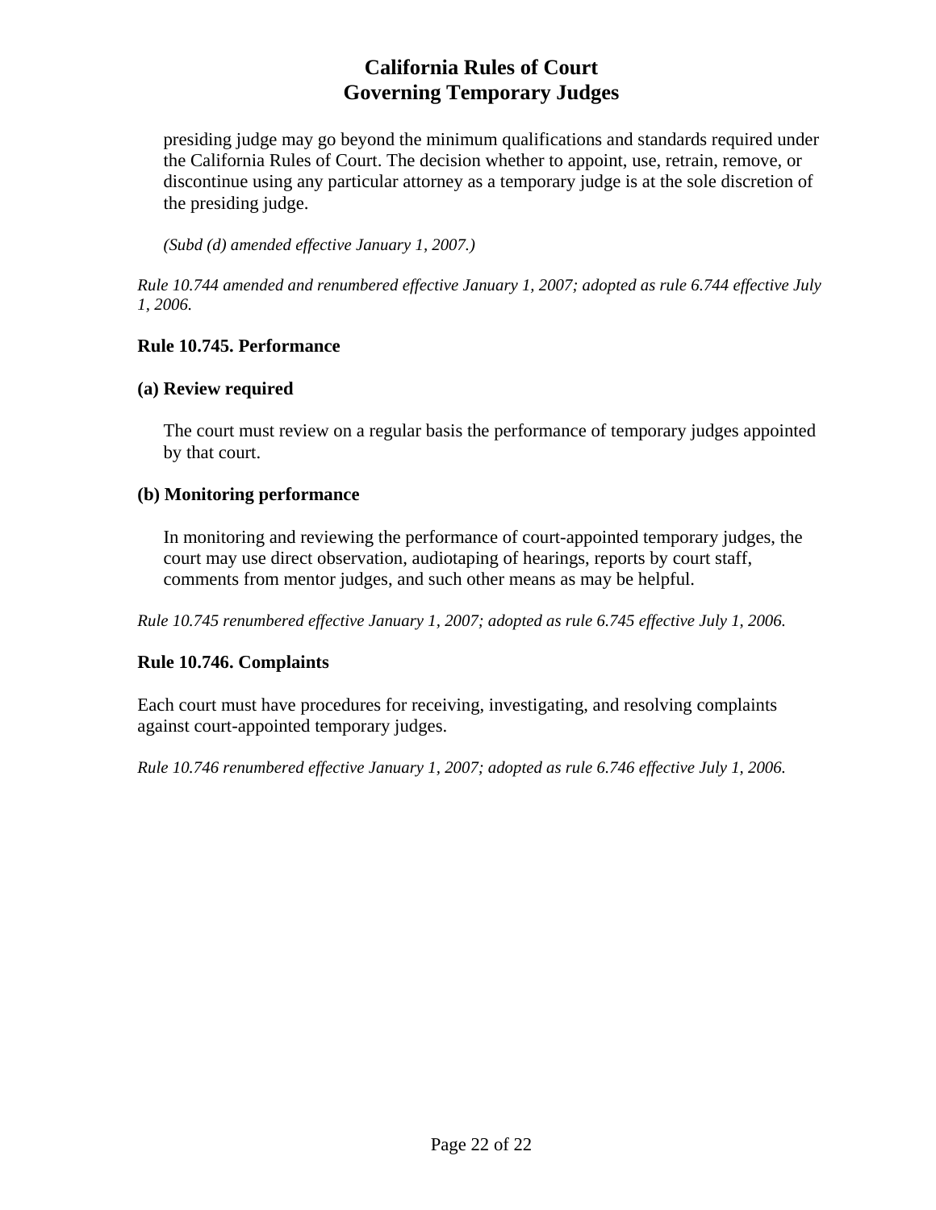presiding judge may go beyond the minimum qualifications and standards required under the California Rules of Court. The decision whether to appoint, use, retrain, remove, or discontinue using any particular attorney as a temporary judge is at the sole discretion of the presiding judge.

*(Subd (d) amended effective January 1, 2007.)*

*Rule 10.744 amended and renumbered effective January 1, 2007; adopted as rule 6.744 effective July 1, 2006.*

### Rule 10.745. Performance

**(a) Review required**

The court must review on a regular basis the performance of temporary judges appointed by that court.

**(b) Monitoring performance**

In monitoring and reviewing the performance of court-appointed temporary judges, the court may use direct observation, audiotaping of hearings, reports by court staff, comments from mentor judges, and such other means as may be helpful.

*Rule 10.745 renumbered effective January 1, 2007; adopted as rule 6.745 effective July 1, 2006.*

### Rule 10.746. Complaints

Each court must have procedures for receiving, investigating, and resolving complaints against court-appointed temporary judges.

*Rule 10.746 renumbered effective January 1, 2007; adopted as rule 6.746 effective July 1, 2006.*